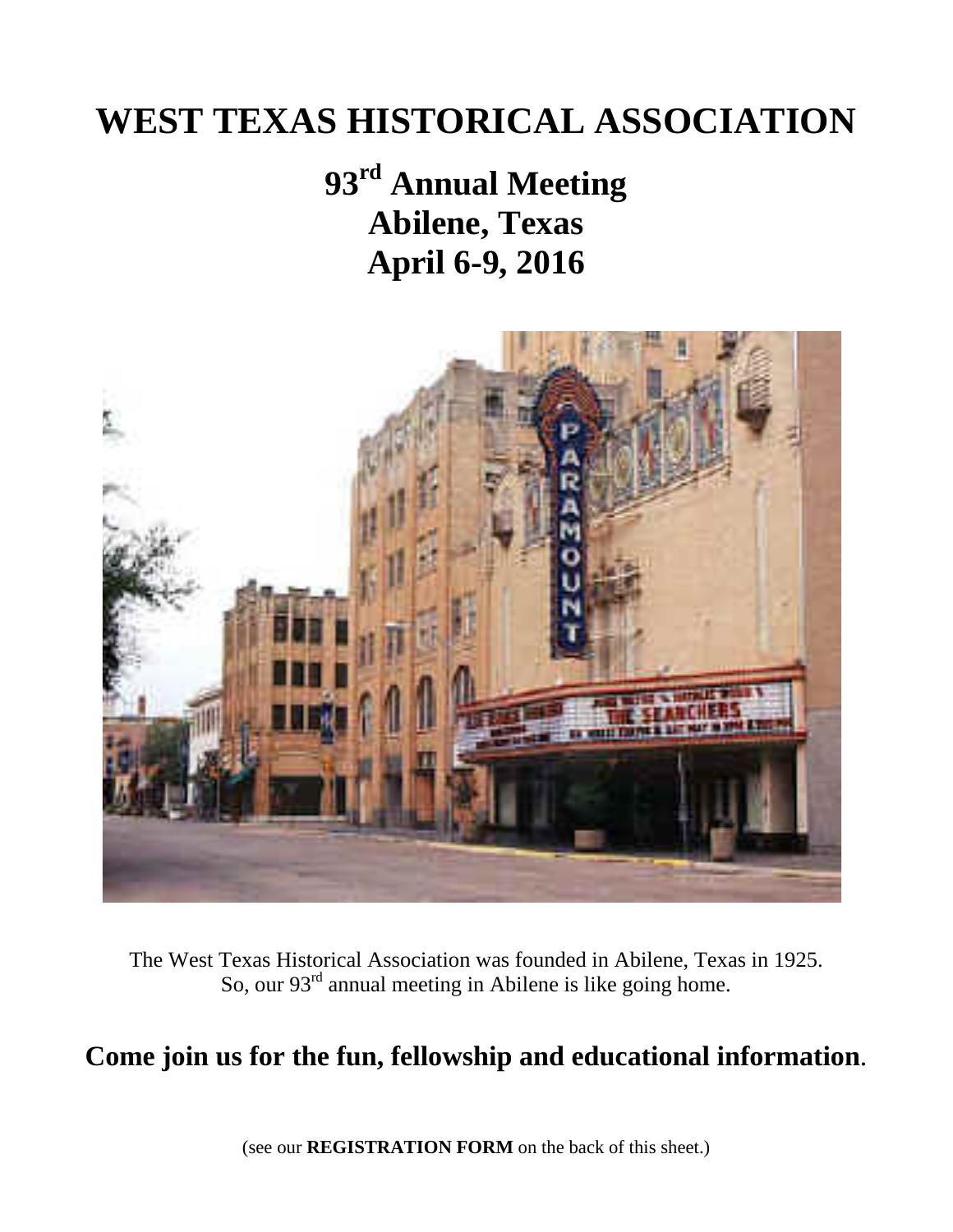# WEST TEXAS HISTORICAL ASSOCIATION

## 93rd Annual Meeting
## Abilene, Texas
## April 6-9, 2016

The West Texas Historical Association was founded in Abilene, Texas in 1925.
So, our 93rd annual meeting in Abilene is like going home.

**Come join us for the fun, fellowship and educational information**.

(see our **REGISTRATION FORM** on the back of this sheet.)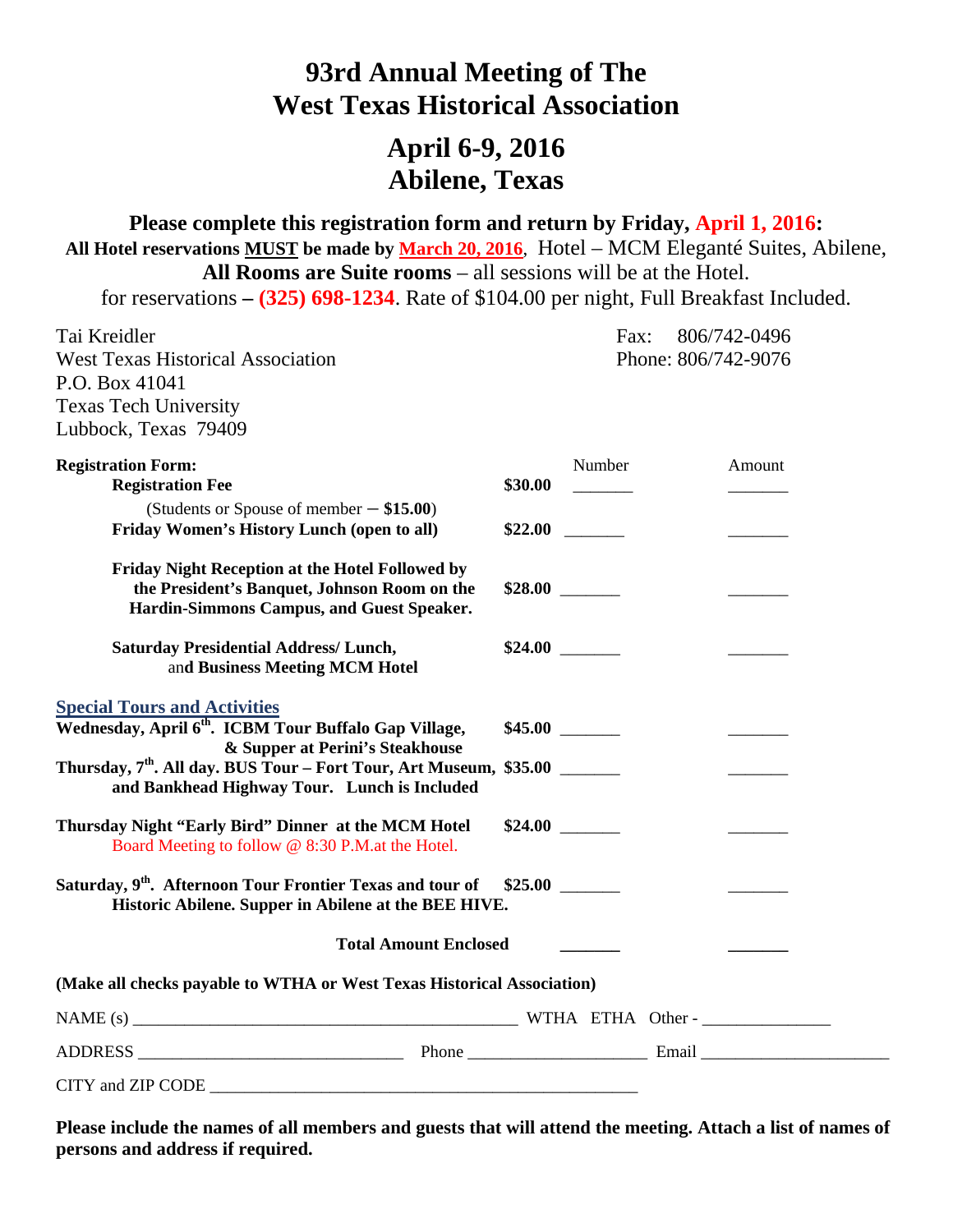# 93rd Annual Meeting of The West Texas Historical Association

# April 6-9, 2016 Abilene, Texas

**Please complete this registration form and return by Friday, April 1, 2016:**

**All Hotel reservations MUST be made by March 20, 2016**, Hotel – MCM Eleganté Suites, Abilene, **All Rooms are Suite rooms** – all sessions will be at the Hotel.
for reservations **– (325) 698-1234**. Rate of $104.00 per night, Full Breakfast Included.

Tai Kreidler
West Texas Historical Association
P.O. Box 41041
Texas Tech University
Lubbock, Texas 79409

Fax: 806/742-0496
Phone: 806/742-9076

| **Registration Form:** | | Number | Amount |
|---|---|---|---|
| **Registration Fee** (Students or Spouse of member – **$15.00**) | **$30.00** | _______ | _______ |
| **Friday Women's History Lunch (open to all)** | **$22.00** | _______ | _______ |
| **Friday Night Reception at the Hotel Followed by the President's Banquet, Johnson Room on the Hardin-Simmons Campus, and Guest Speaker.** | **$28.00** | _______ | _______ |
| **Saturday Presidential Address/ Lunch, and Business Meeting MCM Hotel** | **$24.00** | _______ | _______ |
| **Special Tours and Activities** | | | |
| **Wednesday, April 6th. ICBM Tour Buffalo Gap Village, & Supper at Perini's Steakhouse** | **$45.00** | _______ | _______ |
| **Thursday, 7th. All day. BUS Tour – Fort Tour, Art Museum, and Bankhead Highway Tour. Lunch is Included** | **$35.00** | _______ | _______ |
| **Thursday Night "Early Bird" Dinner at the MCM Hotel** Board Meeting to follow @ 8:30 P.M.at the Hotel. | **$24.00** | _______ | _______ |
| **Saturday, 9th. Afternoon Tour Frontier Texas and tour of Historic Abilene. Supper in Abilene at the BEE HIVE.** | **$25.00** | _______ | _______ |
| **Total Amount Enclosed** | | _______ | _______ |

**(Make all checks payable to WTHA or West Texas Historical Association)**

NAME (s) ______________________________________________ WTHA ETHA Other - _______________

ADDRESS _______________________________ Phone _____________________ Email ______________________

CITY and ZIP CODE ____________________________________________________

**Please include the names of all members and guests that will attend the meeting. Attach a list of names of persons and address if required.**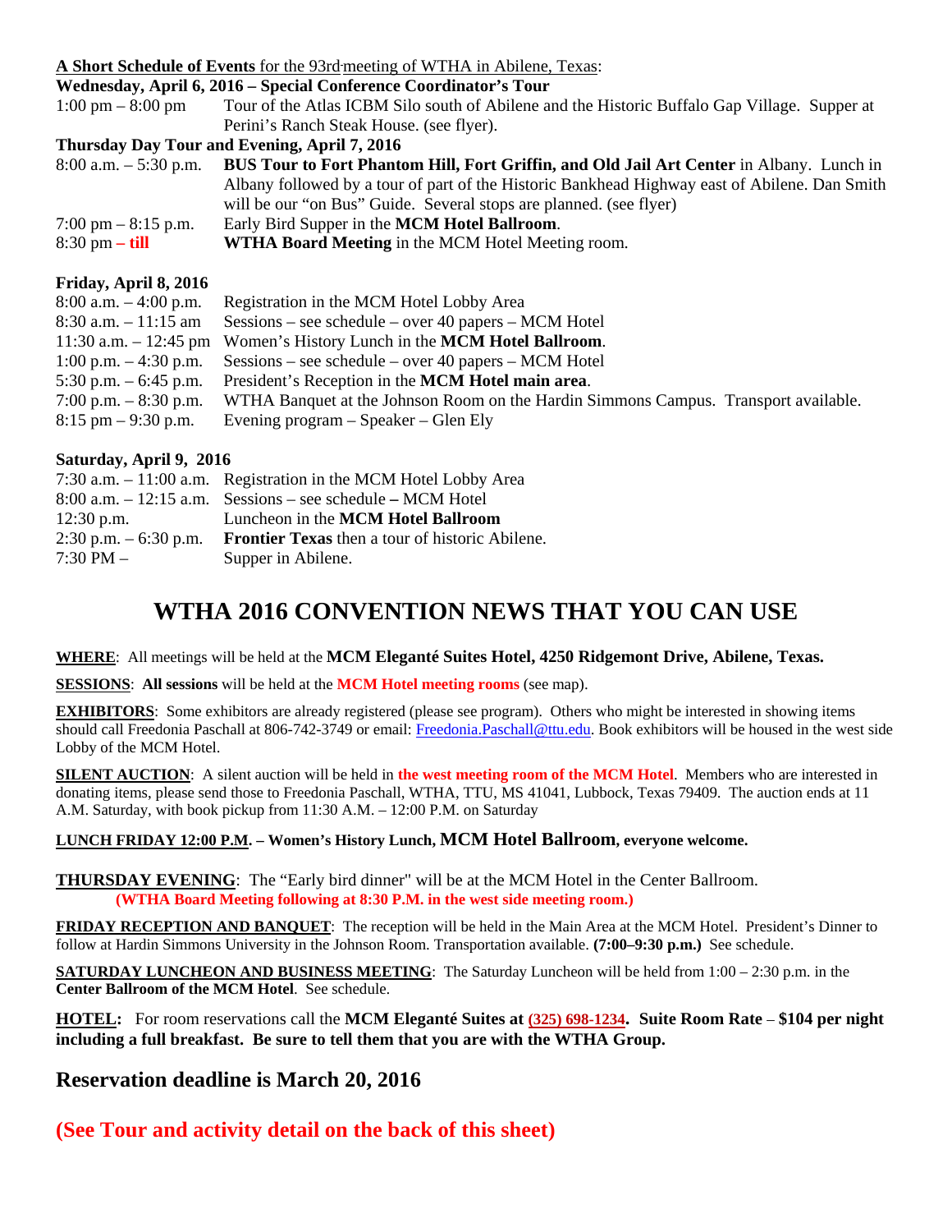**A Short Schedule of Events** for the 93rd meeting of WTHA in Abilene, Texas:

**Wednesday, April 6, 2016 – Special Conference Coordinator's Tour**

| | |
|---|---|
| 1:00 pm – 8:00 pm | Tour of the Atlas ICBM Silo south of Abilene and the Historic Buffalo Gap Village. Supper at Perini's Ranch Steak House. (see flyer). |

**Thursday Day Tour and Evening, April 7, 2016**

| | |
|---|---|
| 8:00 a.m. – 5:30 p.m. | **BUS Tour to Fort Phantom Hill, Fort Griffin, and Old Jail Art Center** in Albany. Lunch in Albany followed by a tour of part of the Historic Bankhead Highway east of Abilene. Dan Smith will be our "on Bus" Guide. Several stops are planned. (see flyer) |
| 7:00 pm – 8:15 p.m. | Early Bird Supper in the **MCM Hotel Ballroom**. |
| 8:30 pm **– till** | **WTHA Board Meeting** in the MCM Hotel Meeting room. |

**Friday, April 8, 2016**

| | |
|---|---|
| 8:00 a.m. – 4:00 p.m. | Registration in the MCM Hotel Lobby Area |
| 8:30 a.m. – 11:15 am | Sessions – see schedule – over 40 papers – MCM Hotel |
| 11:30 a.m. – 12:45 pm | Women's History Lunch in the **MCM Hotel Ballroom**. |
| 1:00 p.m. – 4:30 p.m. | Sessions – see schedule – over 40 papers – MCM Hotel |
| 5:30 p.m. – 6:45 p.m. | President's Reception in the **MCM Hotel main area**. |
| 7:00 p.m. – 8:30 p.m. | WTHA Banquet at the Johnson Room on the Hardin Simmons Campus. Transport available. |
| 8:15 pm – 9:30 p.m. | Evening program – Speaker – Glen Ely |

**Saturday, April 9, 2016**

| | |
|---|---|
| 7:30 a.m. – 11:00 a.m. | Registration in the MCM Hotel Lobby Area |
| 8:00 a.m. – 12:15 a.m. | Sessions – see schedule **–** MCM Hotel |
| 12:30 p.m. | Luncheon in the **MCM Hotel Ballroom** |
| 2:30 p.m. – 6:30 p.m. | **Frontier Texas** then a tour of historic Abilene. |
| 7:30 PM – | Supper in Abilene. |

# WTHA 2016 CONVENTION NEWS THAT YOU CAN USE

**WHERE**: All meetings will be held at the **MCM Eleganté Suites Hotel, 4250 Ridgemont Drive, Abilene, Texas.**

**SESSIONS**: **All sessions** will be held at the **MCM Hotel meeting rooms** (see map).

**EXHIBITORS**: Some exhibitors are already registered (please see program). Others who might be interested in showing items should call Freedonia Paschall at 806-742-3749 or email: Freedonia.Paschall@ttu.edu. Book exhibitors will be housed in the west side Lobby of the MCM Hotel.

**SILENT AUCTION**: A silent auction will be held in **the west meeting room of the MCM Hotel**. Members who are interested in donating items, please send those to Freedonia Paschall, WTHA, TTU, MS 41041, Lubbock, Texas 79409. The auction ends at 11 A.M. Saturday, with book pickup from 11:30 A.M. – 12:00 P.M. on Saturday

**LUNCH FRIDAY 12:00 P.M. – Women's History Lunch, MCM Hotel Ballroom, everyone welcome.**

**THURSDAY EVENING**: The "Early bird dinner" will be at the MCM Hotel in the Center Ballroom.
**(WTHA Board Meeting following at 8:30 P.M. in the west side meeting room.)**

**FRIDAY RECEPTION AND BANQUET**: The reception will be held in the Main Area at the MCM Hotel. President's Dinner to follow at Hardin Simmons University in the Johnson Room. Transportation available. **(7:00–9:30 p.m.)** See schedule.

**SATURDAY LUNCHEON AND BUSINESS MEETING**: The Saturday Luncheon will be held from 1:00 – 2:30 p.m. in the **Center Ballroom of the MCM Hotel**. See schedule.

**HOTEL:** For room reservations call the **MCM Eleganté Suites at (325) 698-1234. Suite Room Rate – $104 per night including a full breakfast. Be sure to tell them that you are with the WTHA Group.**

## Reservation deadline is March 20, 2016

## (See Tour and activity detail on the back of this sheet)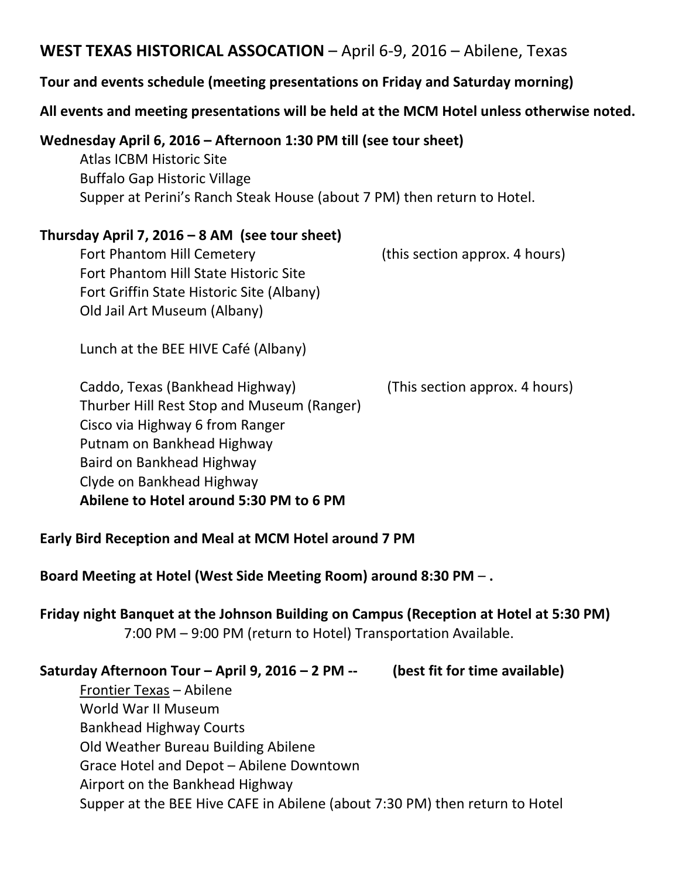**WEST TEXAS HISTORICAL ASSOCATION** – April 6-9, 2016 – Abilene, Texas

**Tour and events schedule (meeting presentations on Friday and Saturday morning)**

**All events and meeting presentations will be held at the MCM Hotel unless otherwise noted.**

**Wednesday April 6, 2016 – Afternoon 1:30 PM till (see tour sheet)**

Atlas ICBM Historic Site
Buffalo Gap Historic Village
Supper at Perini's Ranch Steak House (about 7 PM) then return to Hotel.

**Thursday April 7, 2016 – 8 AM (see tour sheet)**

Fort Phantom Hill Cemetery (this section approx. 4 hours)
Fort Phantom Hill State Historic Site
Fort Griffin State Historic Site (Albany)
Old Jail Art Museum (Albany)

Lunch at the BEE HIVE Café (Albany)

Caddo, Texas (Bankhead Highway) (This section approx. 4 hours)
Thurber Hill Rest Stop and Museum (Ranger)
Cisco via Highway 6 from Ranger
Putnam on Bankhead Highway
Baird on Bankhead Highway
Clyde on Bankhead Highway
**Abilene to Hotel around 5:30 PM to 6 PM**

**Early Bird Reception and Meal at MCM Hotel around 7 PM**

**Board Meeting at Hotel (West Side Meeting Room) around 8:30 PM – .**

**Friday night Banquet at the Johnson Building on Campus (Reception at Hotel at 5:30 PM)**
7:00 PM – 9:00 PM (return to Hotel) Transportation Available.

**Saturday Afternoon Tour – April 9, 2016 – 2 PM -- (best fit for time available)**

Frontier Texas – Abilene
World War II Museum
Bankhead Highway Courts
Old Weather Bureau Building Abilene
Grace Hotel and Depot – Abilene Downtown
Airport on the Bankhead Highway
Supper at the BEE Hive CAFE in Abilene (about 7:30 PM) then return to Hotel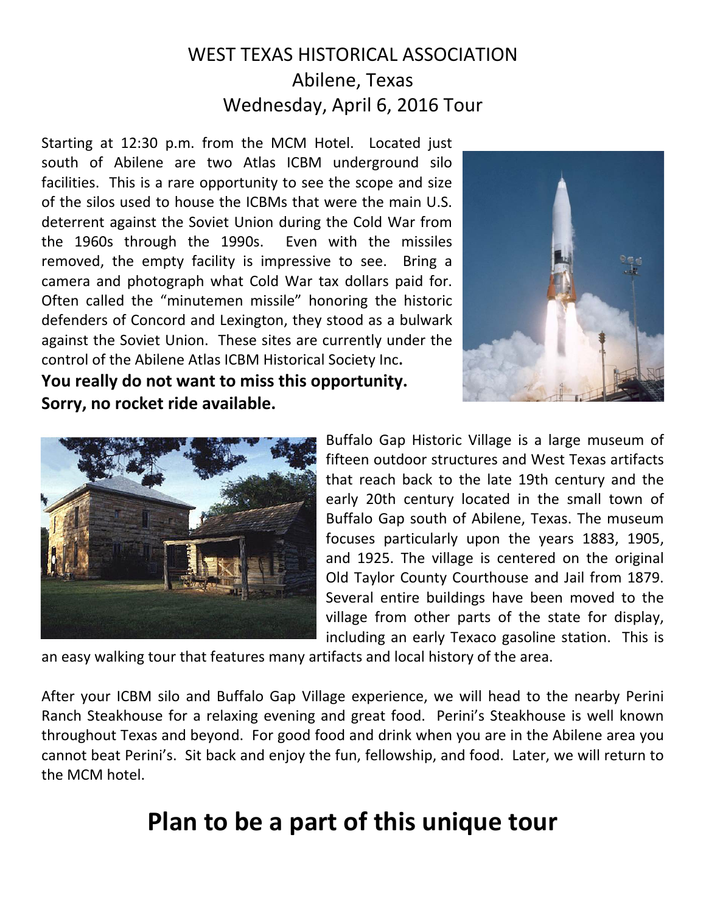# WEST TEXAS HISTORICAL ASSOCIATION
## Abilene, Texas
## Wednesday, April 6, 2016 Tour

Starting at 12:30 p.m. from the MCM Hotel. Located just south of Abilene are two Atlas ICBM underground silo facilities. This is a rare opportunity to see the scope and size of the silos used to house the ICBMs that were the main U.S. deterrent against the Soviet Union during the Cold War from the 1960s through the 1990s. Even with the missiles removed, the empty facility is impressive to see. Bring a camera and photograph what Cold War tax dollars paid for. Often called the "minutemen missile" honoring the historic defenders of Concord and Lexington, they stood as a bulwark against the Soviet Union. These sites are currently under the control of the Abilene Atlas ICBM Historical Society Inc**.**

**You really do not want to miss this opportunity.**
**Sorry, no rocket ride available.**

Buffalo Gap Historic Village is a large museum of fifteen outdoor structures and West Texas artifacts that reach back to the late 19th century and the early 20th century located in the small town of Buffalo Gap south of Abilene, Texas. The museum focuses particularly upon the years 1883, 1905, and 1925. The village is centered on the original Old Taylor County Courthouse and Jail from 1879. Several entire buildings have been moved to the village from other parts of the state for display, including an early Texaco gasoline station. This is an easy walking tour that features many artifacts and local history of the area.

After your ICBM silo and Buffalo Gap Village experience, we will head to the nearby Perini Ranch Steakhouse for a relaxing evening and great food. Perini's Steakhouse is well known throughout Texas and beyond. For good food and drink when you are in the Abilene area you cannot beat Perini's. Sit back and enjoy the fun, fellowship, and food. Later, we will return to the MCM hotel.

# Plan to be a part of this unique tour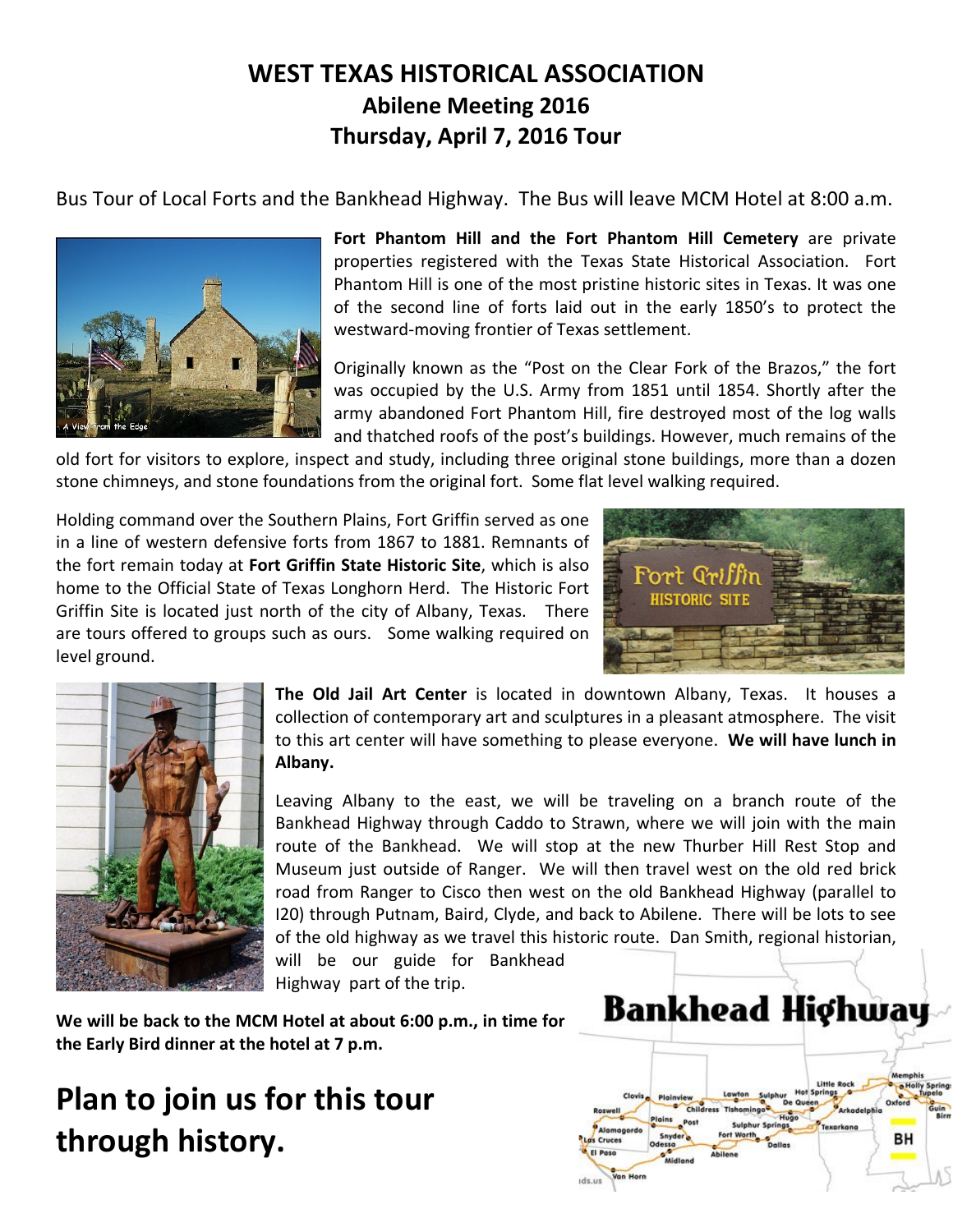# WEST TEXAS HISTORICAL ASSOCIATION
## Abilene Meeting 2016
## Thursday, April 7, 2016 Tour

Bus Tour of Local Forts and the Bankhead Highway. The Bus will leave MCM Hotel at 8:00 a.m.

**Fort Phantom Hill and the Fort Phantom Hill Cemetery** are private properties registered with the Texas State Historical Association. Fort Phantom Hill is one of the most pristine historic sites in Texas. It was one of the second line of forts laid out in the early 1850's to protect the westward-moving frontier of Texas settlement.

Originally known as the "Post on the Clear Fork of the Brazos," the fort was occupied by the U.S. Army from 1851 until 1854. Shortly after the army abandoned Fort Phantom Hill, fire destroyed most of the log walls and thatched roofs of the post's buildings. However, much remains of the old fort for visitors to explore, inspect and study, including three original stone buildings, more than a dozen stone chimneys, and stone foundations from the original fort. Some flat level walking required.

Holding command over the Southern Plains, Fort Griffin served as one in a line of western defensive forts from 1867 to 1881. Remnants of the fort remain today at **Fort Griffin State Historic Site**, which is also home to the Official State of Texas Longhorn Herd. The Historic Fort Griffin Site is located just north of the city of Albany, Texas. There are tours offered to groups such as ours. Some walking required on level ground.

**The Old Jail Art Center** is located in downtown Albany, Texas. It houses a collection of contemporary art and sculptures in a pleasant atmosphere. The visit to this art center will have something to please everyone. **We will have lunch in Albany.**

Leaving Albany to the east, we will be traveling on a branch route of the Bankhead Highway through Caddo to Strawn, where we will join with the main route of the Bankhead. We will stop at the new Thurber Hill Rest Stop and Museum just outside of Ranger. We will then travel west on the old red brick road from Ranger to Cisco then west on the old Bankhead Highway (parallel to I20) through Putnam, Baird, Clyde, and back to Abilene. There will be lots to see of the old highway as we travel this historic route. Dan Smith, regional historian, will be our guide for Bankhead Highway part of the trip.

**We will be back to the MCM Hotel at about 6:00 p.m., in time for the Early Bird dinner at the hotel at 7 p.m.**

# Plan to join us for this tour through history.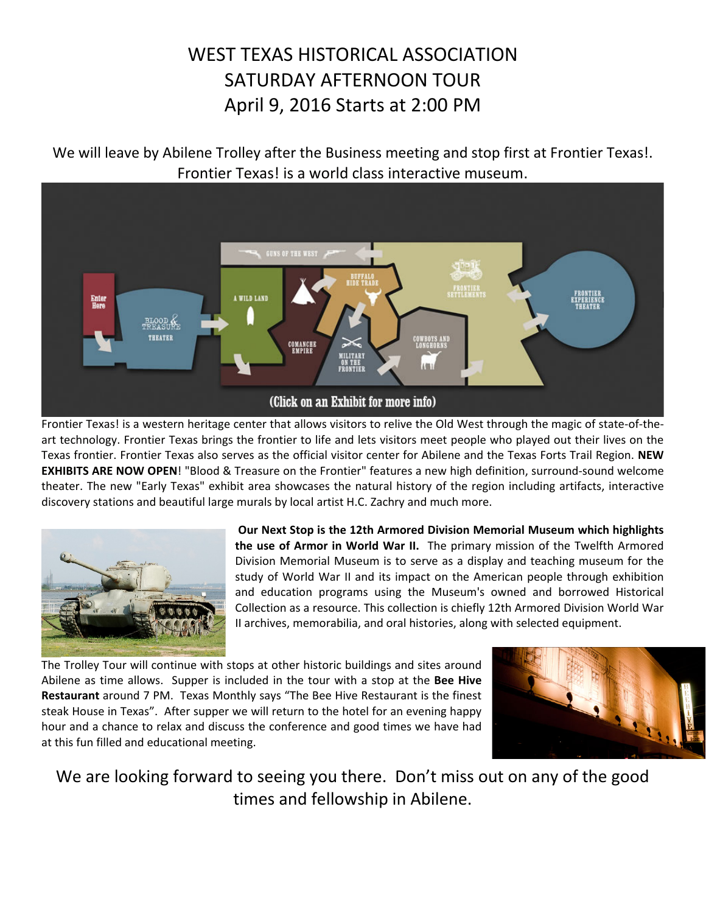# WEST TEXAS HISTORICAL ASSOCIATION
# SATURDAY AFTERNOON TOUR
# April 9, 2016 Starts at 2:00 PM

We will leave by Abilene Trolley after the Business meeting and stop first at Frontier Texas!. Frontier Texas! is a world class interactive museum.

Enter Here

BLOOD & TREASURE THEATER

A WILD LAND

GUNS OF THE WEST

COMANCHE EMPIRE

BUFFALO HIDE TRADE

MILITARY ON THE FRONTIER

COWBOYS AND LONGHORNS

FRONTIER SETTLEMENTS

FRONTIER EXPERIENCE THEATER

(Click on an Exhibit for more info)

Frontier Texas! is a western heritage center that allows visitors to relive the Old West through the magic of state-of-the-art technology. Frontier Texas brings the frontier to life and lets visitors meet people who played out their lives on the Texas frontier. Frontier Texas also serves as the official visitor center for Abilene and the Texas Forts Trail Region. **NEW EXHIBITS ARE NOW OPEN**! "Blood & Treasure on the Frontier" features a new high definition, surround-sound welcome theater. The new "Early Texas" exhibit area showcases the natural history of the region including artifacts, interactive discovery stations and beautiful large murals by local artist H.C. Zachry and much more.

**Our Next Stop is the 12th Armored Division Memorial Museum which highlights the use of Armor in World War II.** The primary mission of the Twelfth Armored Division Memorial Museum is to serve as a display and teaching museum for the study of World War II and its impact on the American people through exhibition and education programs using the Museum's owned and borrowed Historical Collection as a resource. This collection is chiefly 12th Armored Division World War II archives, memorabilia, and oral histories, along with selected equipment.

The Trolley Tour will continue with stops at other historic buildings and sites around Abilene as time allows. Supper is included in the tour with a stop at the **Bee Hive Restaurant** around 7 PM. Texas Monthly says "The Bee Hive Restaurant is the finest steak House in Texas". After supper we will return to the hotel for an evening happy hour and a chance to relax and discuss the conference and good times we have had at this fun filled and educational meeting.

We are looking forward to seeing you there. Don't miss out on any of the good times and fellowship in Abilene.